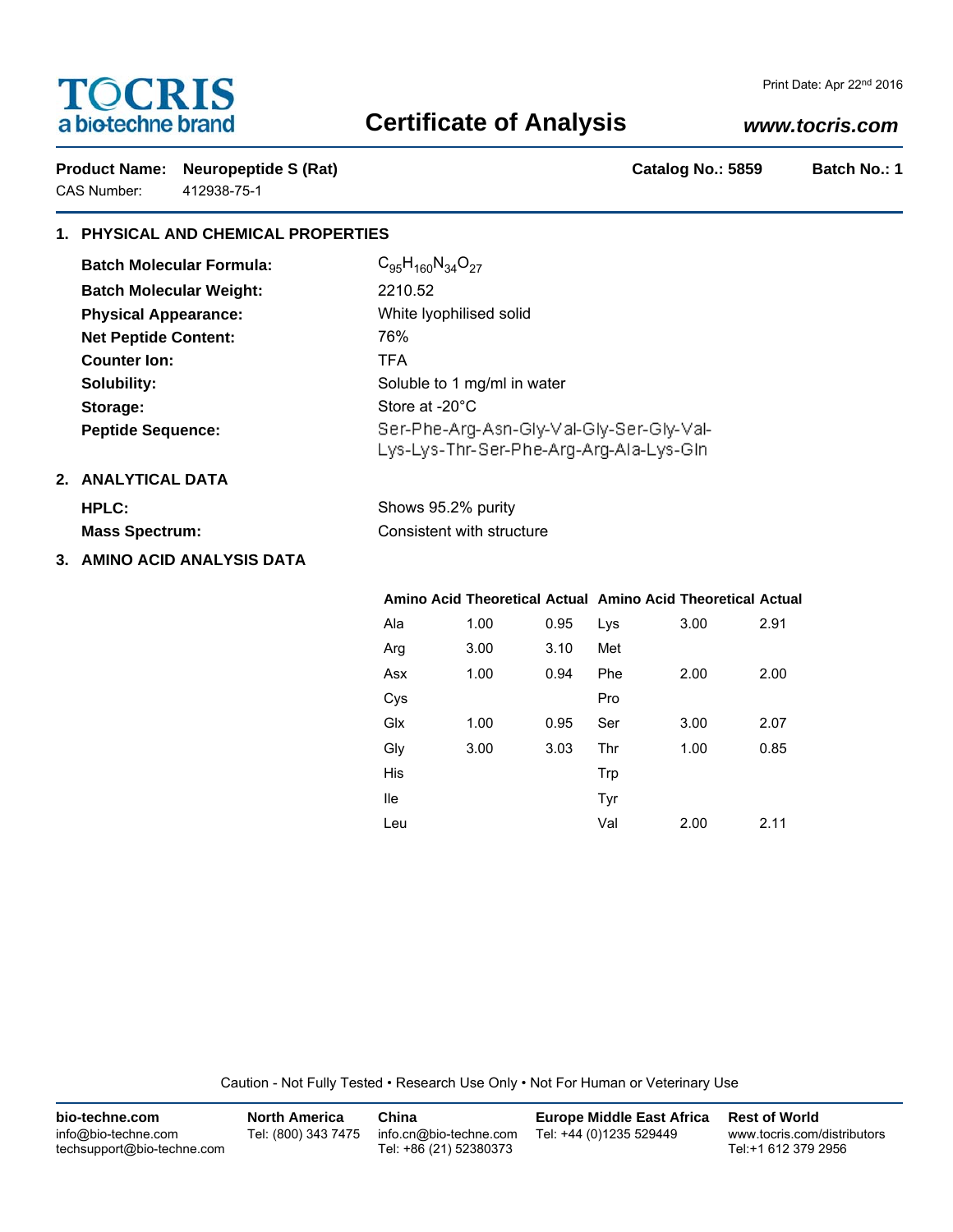# TOCRIS
a biotechne brand

Print Date: Apr 22nd 2016

## Certificate of Analysis

*www.tocris.com*

**Product Name:** **Neuropeptide S (Rat)** **Catalog No.: 5859** **Batch No.: 1**

CAS Number: 412938-75-1

### 1. PHYSICAL AND CHEMICAL PROPERTIES

**Batch Molecular Formula:** $C_{95}H_{160}N_{34}O_{27}$

**Batch Molecular Weight:** 2210.52

**Physical Appearance:** White lyophilised solid

**Net Peptide Content:** 76%

**Counter Ion:** TFA

**Solubility:** Soluble to 1 mg/ml in water

**Storage:** Store at -20°C

**Peptide Sequence:** Ser-Phe-Arg-Asn-Gly-Val-Gly-Ser-Gly-Val-Lys-Lys-Thr-Ser-Phe-Arg-Arg-Ala-Lys-Gln

### 2. ANALYTICAL DATA

**HPLC:** Shows 95.2% purity

**Mass Spectrum:** Consistent with structure

### 3. AMINO ACID ANALYSIS DATA

| Amino Acid | Theoretical | Actual | Amino Acid | Theoretical | Actual |
|---|---|---|---|---|---|
| Ala | 1.00 | 0.95 | Lys | 3.00 | 2.91 |
| Arg | 3.00 | 3.10 | Met | | |
| Asx | 1.00 | 0.94 | Phe | 2.00 | 2.00 |
| Cys | | | Pro | | |
| Glx | 1.00 | 0.95 | Ser | 3.00 | 2.07 |
| Gly | 3.00 | 3.03 | Thr | 1.00 | 0.85 |
| His | | | Trp | | |
| Ile | | | Tyr | | |
| Leu | | | Val | 2.00 | 2.11 |

Caution - Not Fully Tested • Research Use Only • Not For Human or Veterinary Use

**bio-techne.com**
info@bio-techne.com
techsupport@bio-techne.com

**North America**
Tel: (800) 343 7475

**China**
info.cn@bio-techne.com
Tel: +86 (21) 52380373

**Europe Middle East Africa**
Tel: +44 (0)1235 529449

**Rest of World**
www.tocris.com/distributors
Tel:+1 612 379 2956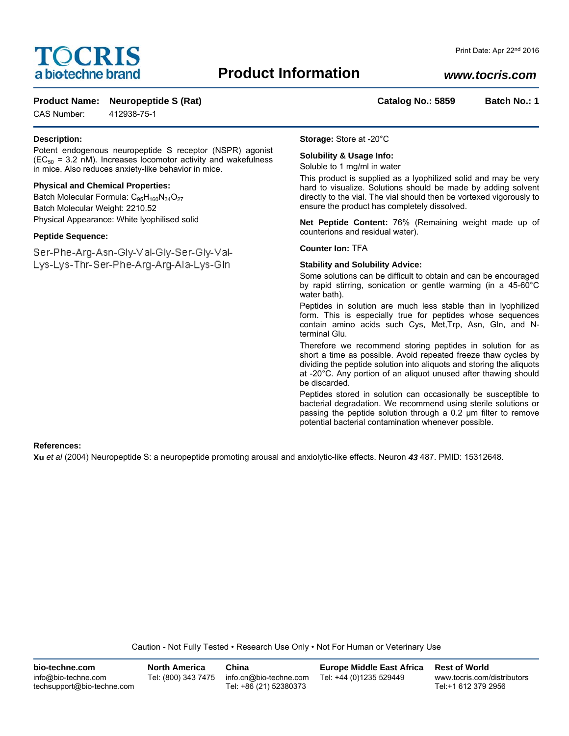# Product Information

**Product Name:** **Neuropeptide S (Rat)** **Catalog No.: 5859** **Batch No.: 1**

CAS Number: 412938-75-1

### Description:

Potent endogenous neuropeptide S receptor (NSPR) agonist ($EC_{50}$ = 3.2 nM). Increases locomotor activity and wakefulness in mice. Also reduces anxiety-like behavior in mice.

### Physical and Chemical Properties:

Batch Molecular Formula: $C_{95}H_{160}N_{34}O_{27}$

Batch Molecular Weight: 2210.52

Physical Appearance: White lyophilised solid

### Peptide Sequence:

Ser-Phe-Arg-Asn-Gly-Val-Gly-Ser-Gly-Val-Lys-Lys-Thr-Ser-Phe-Arg-Arg-Ala-Lys-Gln

**Storage:** Store at -20°C

### Solubility & Usage Info:

Soluble to 1 mg/ml in water

This product is supplied as a lyophilized solid and may be very hard to visualize. Solutions should be made by adding solvent directly to the vial. The vial should then be vortexed vigorously to ensure the product has completely dissolved.

**Net Peptide Content:** 76% (Remaining weight made up of counterions and residual water).

**Counter Ion:** TFA

### Stability and Solubility Advice:

Some solutions can be difficult to obtain and can be encouraged by rapid stirring, sonication or gentle warming (in a 45-60°C water bath).

Peptides in solution are much less stable than in lyophilized form. This is especially true for peptides whose sequences contain amino acids such as Cys, Met,Trp, Asn, Gln, and N-terminal Glu.

Therefore we recommend storing peptides in solution for as short a time as possible. Avoid repeated freeze thaw cycles by dividing the peptide solution into aliquots and storing the aliquots at -20°C. Any portion of an aliquot unused after thawing should be discarded.

Peptides stored in solution can occasionally be susceptible to bacterial degradation. We recommend using sterile solutions or passing the peptide solution through a 0.2 µm filter to remove potential bacterial contamination whenever possible.

### References:

**Xu** *et al* (2004) Neuropeptide S: a neuropeptide promoting arousal and anxiolytic-like effects. Neuron ***43*** 487. PMID: 15312648.

Caution - Not Fully Tested • Research Use Only • Not For Human or Veterinary Use

| bio-techne.com | North America | China | Europe Middle East Africa | Rest of World |
|---|---|---|---|---|
| info@bio-techne.com<br>techsupport@bio-techne.com | Tel: (800) 343 7475 | info.cn@bio-techne.com<br>Tel: +86 (21) 52380373 | Tel: +44 (0)1235 529449 | www.tocris.com/distributors<br>Tel:+1 612 379 2956 |